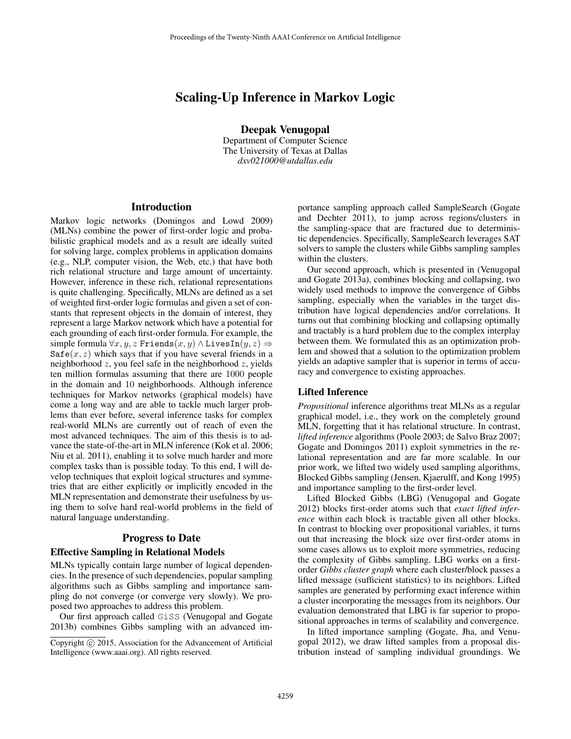# Scaling-Up Inference in Markov Logic

**Deepak Venugopal**
Department of Computer Science
The University of Texas at Dallas
*dxv021000@utdallas.edu*

## Introduction

Markov logic networks (Domingos and Lowd 2009) (MLNs) combine the power of first-order logic and probabilistic graphical models and as a result are ideally suited for solving large, complex problems in application domains (e.g., NLP, computer vision, the Web, etc.) that have both rich relational structure and large amount of uncertainty. However, inference in these rich, relational representations is quite challenging. Specifically, MLNs are defined as a set of weighted first-order logic formulas and given a set of constants that represent objects in the domain of interest, they represent a large Markov network which have a potential for each grounding of each first-order formula. For example, the simple formula $\forall x, y, z\ \texttt{Friends}(x, y) \wedge \texttt{LivesIn}(y, z) \Rightarrow \texttt{Safe}(x, z)$ which says that if you have several friends in a neighborhood $z$, you feel safe in the neighborhood $z$, yields ten million formulas assuming that there are $1000$ people in the domain and $10$ neighborhoods. Although inference techniques for Markov networks (graphical models) have come a long way and are able to tackle much larger problems than ever before, several inference tasks for complex real-world MLNs are currently out of reach of even the most advanced techniques. The aim of this thesis is to advance the state-of-the-art in MLN inference (Kok et al. 2006; Niu et al. 2011), enabling it to solve much harder and more complex tasks than is possible today. To this end, I will develop techniques that exploit logical structures and symmetries that are either explicitly or implicitly encoded in the MLN representation and demonstrate their usefulness by using them to solve hard real-world problems in the field of natural language understanding.

## Progress to Date

### Effective Sampling in Relational Models

MLNs typically contain large number of logical dependencies. In the presence of such dependencies, popular sampling algorithms such as Gibbs sampling and importance sampling do not converge (or converge very slowly). We proposed two approaches to address this problem.

Our first approach called `GiSS` (Venugopal and Gogate 2013b) combines Gibbs sampling with an advanced importance sampling approach called SampleSearch (Gogate and Dechter 2011), to jump across regions/clusters in the sampling-space that are fractured due to deterministic dependencies. Specifically, SampleSearch leverages SAT solvers to sample the clusters while Gibbs sampling samples within the clusters.

Our second approach, which is presented in (Venugopal and Gogate 2013a), combines blocking and collapsing, two widely used methods to improve the convergence of Gibbs sampling, especially when the variables in the target distribution have logical dependencies and/or correlations. It turns out that combining blocking and collapsing optimally and tractably is a hard problem due to the complex interplay between them. We formulated this as an optimization problem and showed that a solution to the optimization problem yields an adaptive sampler that is superior in terms of accuracy and convergence to existing approaches.

### Lifted Inference

*Propositional* inference algorithms treat MLNs as a regular graphical model, i.e., they work on the completely ground MLN, forgetting that it has relational structure. In contrast, *lifted inference* algorithms (Poole 2003; de Salvo Braz 2007; Gogate and Domingos 2011) exploit symmetries in the relational representation and are far more scalable. In our prior work, we lifted two widely used sampling algorithms, Blocked Gibbs sampling (Jensen, Kjaerulff, and Kong 1995) and importance sampling to the first-order level.

Lifted Blocked Gibbs (LBG) (Venugopal and Gogate 2012) blocks first-order atoms such that *exact lifted inference* within each block is tractable given all other blocks. In contrast to blocking over propositional variables, it turns out that increasing the block size over first-order atoms in some cases allows us to exploit more symmetries, reducing the complexity of Gibbs sampling. LBG works on a first-order *Gibbs cluster graph* where each cluster/block passes a lifted message (sufficient statistics) to its neighbors. Lifted samples are generated by performing exact inference within a cluster incorporating the messages from its neighbors. Our evaluation demonstrated that LBG is far superior to propositional approaches in terms of scalability and convergence.

In lifted importance sampling (Gogate, Jha, and Venugopal 2012), we draw lifted samples from a proposal distribution instead of sampling individual groundings. We

Copyright © 2015, Association for the Advancement of Artificial Intelligence (www.aaai.org). All rights reserved.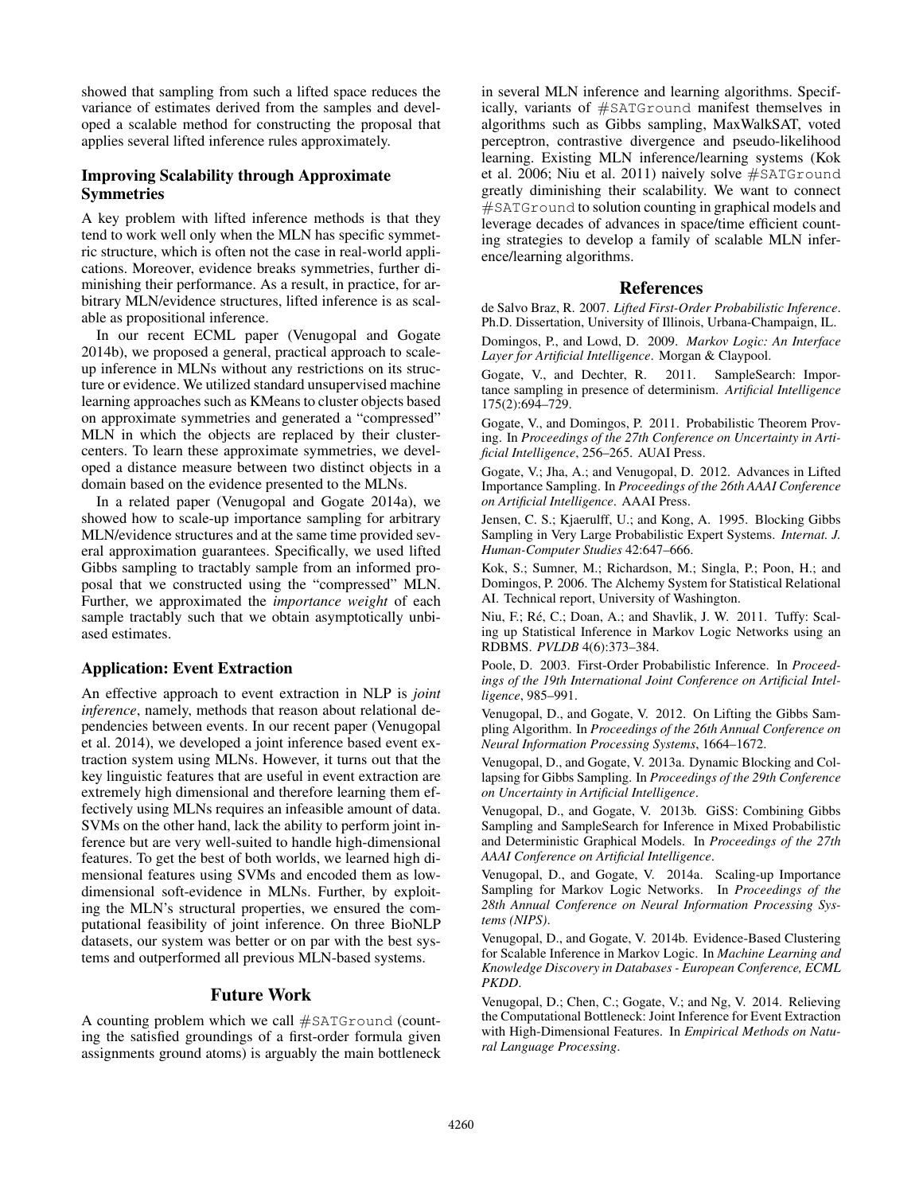showed that sampling from such a lifted space reduces the variance of estimates derived from the samples and developed a scalable method for constructing the proposal that applies several lifted inference rules approximately.

### Improving Scalability through Approximate Symmetries

A key problem with lifted inference methods is that they tend to work well only when the MLN has specific symmetric structure, which is often not the case in real-world applications. Moreover, evidence breaks symmetries, further diminishing their performance. As a result, in practice, for arbitrary MLN/evidence structures, lifted inference is as scalable as propositional inference.

In our recent ECML paper (Venugopal and Gogate 2014b), we proposed a general, practical approach to scale-up inference in MLNs without any restrictions on its structure or evidence. We utilized standard unsupervised machine learning approaches such as KMeans to cluster objects based on approximate symmetries and generated a "compressed" MLN in which the objects are replaced by their cluster-centers. To learn these approximate symmetries, we developed a distance measure between two distinct objects in a domain based on the evidence presented to the MLNs.

In a related paper (Venugopal and Gogate 2014a), we showed how to scale-up importance sampling for arbitrary MLN/evidence structures and at the same time provided several approximation guarantees. Specifically, we used lifted Gibbs sampling to tractably sample from an informed proposal that we constructed using the "compressed" MLN. Further, we approximated the *importance weight* of each sample tractably such that we obtain asymptotically unbiased estimates.

### Application: Event Extraction

An effective approach to event extraction in NLP is *joint inference*, namely, methods that reason about relational dependencies between events. In our recent paper (Venugopal et al. 2014), we developed a joint inference based event extraction system using MLNs. However, it turns out that the key linguistic features that are useful in event extraction are extremely high dimensional and therefore learning them effectively using MLNs requires an infeasible amount of data. SVMs on the other hand, lack the ability to perform joint inference but are very well-suited to handle high-dimensional features. To get the best of both worlds, we learned high dimensional features using SVMs and encoded them as low-dimensional soft-evidence in MLNs. Further, by exploiting the MLN's structural properties, we ensured the computational feasibility of joint inference. On three BioNLP datasets, our system was better or on par with the best systems and outperformed all previous MLN-based systems.

## Future Work

A counting problem which we call #SATGround (counting the satisfied groundings of a first-order formula given assignments ground atoms) is arguably the main bottleneck in several MLN inference and learning algorithms. Specifically, variants of #SATGround manifest themselves in algorithms such as Gibbs sampling, MaxWalkSAT, voted perceptron, contrastive divergence and pseudo-likelihood learning. Existing MLN inference/learning systems (Kok et al. 2006; Niu et al. 2011) naively solve #SATGround greatly diminishing their scalability. We want to connect #SATGround to solution counting in graphical models and leverage decades of advances in space/time efficient counting strategies to develop a family of scalable MLN inference/learning algorithms.

## References

de Salvo Braz, R. 2007. *Lifted First-Order Probabilistic Inference*. Ph.D. Dissertation, University of Illinois, Urbana-Champaign, IL.

Domingos, P., and Lowd, D. 2009. *Markov Logic: An Interface Layer for Artificial Intelligence*. Morgan & Claypool.

Gogate, V., and Dechter, R. 2011. SampleSearch: Importance sampling in presence of determinism. *Artificial Intelligence* 175(2):694–729.

Gogate, V., and Domingos, P. 2011. Probabilistic Theorem Proving. In *Proceedings of the 27th Conference on Uncertainty in Artificial Intelligence*, 256–265. AUAI Press.

Gogate, V.; Jha, A.; and Venugopal, D. 2012. Advances in Lifted Importance Sampling. In *Proceedings of the 26th AAAI Conference on Artificial Intelligence*. AAAI Press.

Jensen, C. S.; Kjaerulff, U.; and Kong, A. 1995. Blocking Gibbs Sampling in Very Large Probabilistic Expert Systems. *Internat. J. Human-Computer Studies* 42:647–666.

Kok, S.; Sumner, M.; Richardson, M.; Singla, P.; Poon, H.; and Domingos, P. 2006. The Alchemy System for Statistical Relational AI. Technical report, University of Washington.

Niu, F.; Ré, C.; Doan, A.; and Shavlik, J. W. 2011. Tuffy: Scaling up Statistical Inference in Markov Logic Networks using an RDBMS. *PVLDB* 4(6):373–384.

Poole, D. 2003. First-Order Probabilistic Inference. In *Proceedings of the 19th International Joint Conference on Artificial Intelligence*, 985–991.

Venugopal, D., and Gogate, V. 2012. On Lifting the Gibbs Sampling Algorithm. In *Proceedings of the 26th Annual Conference on Neural Information Processing Systems*, 1664–1672.

Venugopal, D., and Gogate, V. 2013a. Dynamic Blocking and Collapsing for Gibbs Sampling. In *Proceedings of the 29th Conference on Uncertainty in Artificial Intelligence*.

Venugopal, D., and Gogate, V. 2013b. GiSS: Combining Gibbs Sampling and SampleSearch for Inference in Mixed Probabilistic and Deterministic Graphical Models. In *Proceedings of the 27th AAAI Conference on Artificial Intelligence*.

Venugopal, D., and Gogate, V. 2014a. Scaling-up Importance Sampling for Markov Logic Networks. In *Proceedings of the 28th Annual Conference on Neural Information Processing Systems (NIPS)*.

Venugopal, D., and Gogate, V. 2014b. Evidence-Based Clustering for Scalable Inference in Markov Logic. In *Machine Learning and Knowledge Discovery in Databases - European Conference, ECML PKDD*.

Venugopal, D.; Chen, C.; Gogate, V.; and Ng, V. 2014. Relieving the Computational Bottleneck: Joint Inference for Event Extraction with High-Dimensional Features. In *Empirical Methods on Natural Language Processing*.